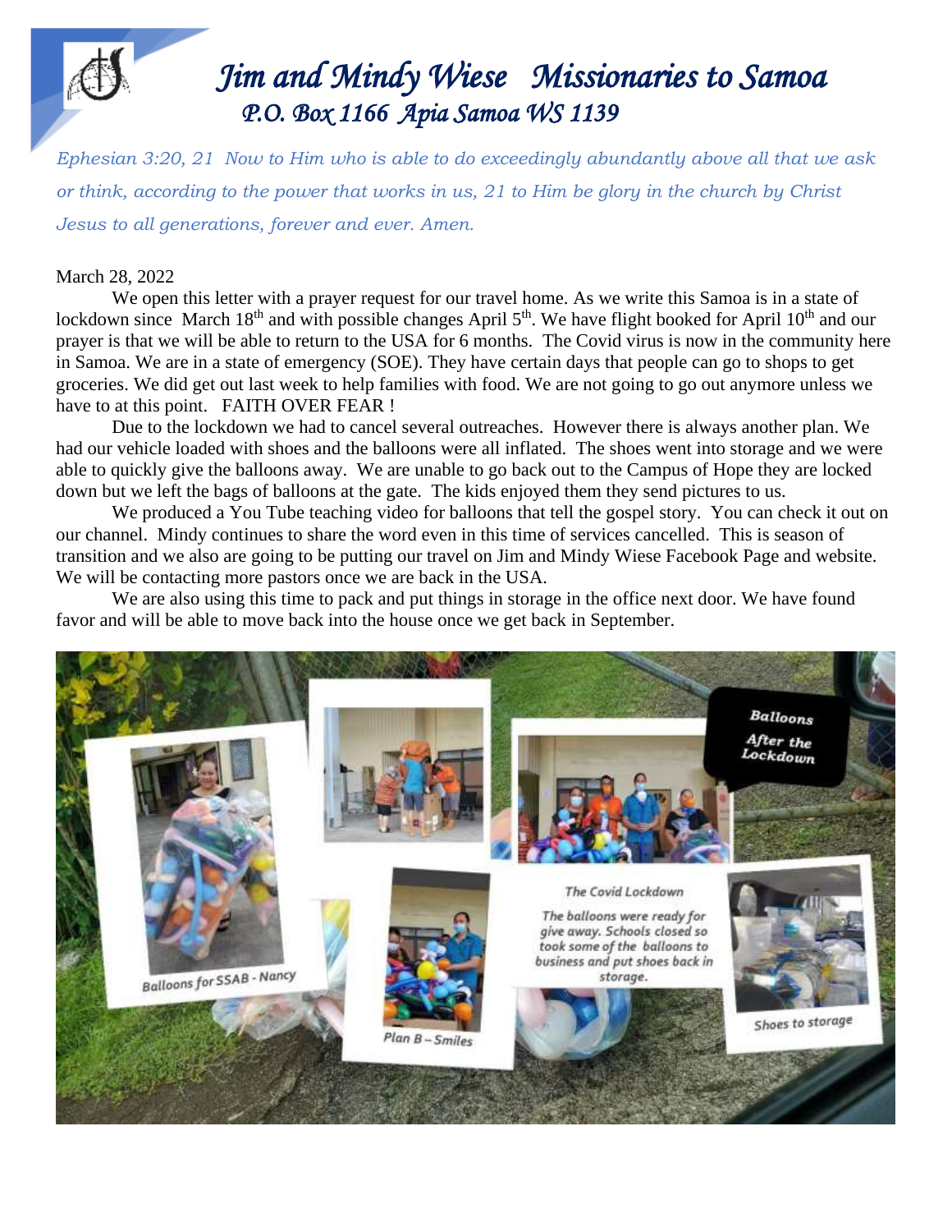# *Jim and Mindy Wiese Missionaries to Samoa*

## *P.O. Box 1166 Apia Samoa WS 1139*

*Ephesian 3:20, 21 Now to Him who is able to do exceedingly abundantly above all that we ask or think, according to the power that works in us, 21 to Him be glory in the church by Christ Jesus to all generations, forever and ever. Amen.*

March 28, 2022

We open this letter with a prayer request for our travel home. As we write this Samoa is in a state of lockdown since March 18th and with possible changes April 5th. We have flight booked for April 10th and our prayer is that we will be able to return to the USA for 6 months. The Covid virus is now in the community here in Samoa. We are in a state of emergency (SOE). They have certain days that people can go to shops to get groceries. We did get out last week to help families with food. We are not going to go out anymore unless we have to at this point. FAITH OVER FEAR !

Due to the lockdown we had to cancel several outreaches. However there is always another plan. We had our vehicle loaded with shoes and the balloons were all inflated. The shoes went into storage and we were able to quickly give the balloons away. We are unable to go back out to the Campus of Hope they are locked down but we left the bags of balloons at the gate. The kids enjoyed them they send pictures to us.

We produced a You Tube teaching video for balloons that tell the gospel story. You can check it out on our channel. Mindy continues to share the word even in this time of services cancelled. This is season of transition and we also are going to be putting our travel on Jim and Mindy Wiese Facebook Page and website. We will be contacting more pastors once we are back in the USA.

We are also using this time to pack and put things in storage in the office next door. We have found favor and will be able to move back into the house once we get back in September.

Balloons After the Lockdown

Balloons for SSAB - Nancy

Plan B – Smiles

The Covid Lockdown

The balloons were ready for give away. Schools closed so took some of the balloons to business and put shoes back in storage.

Shoes to storage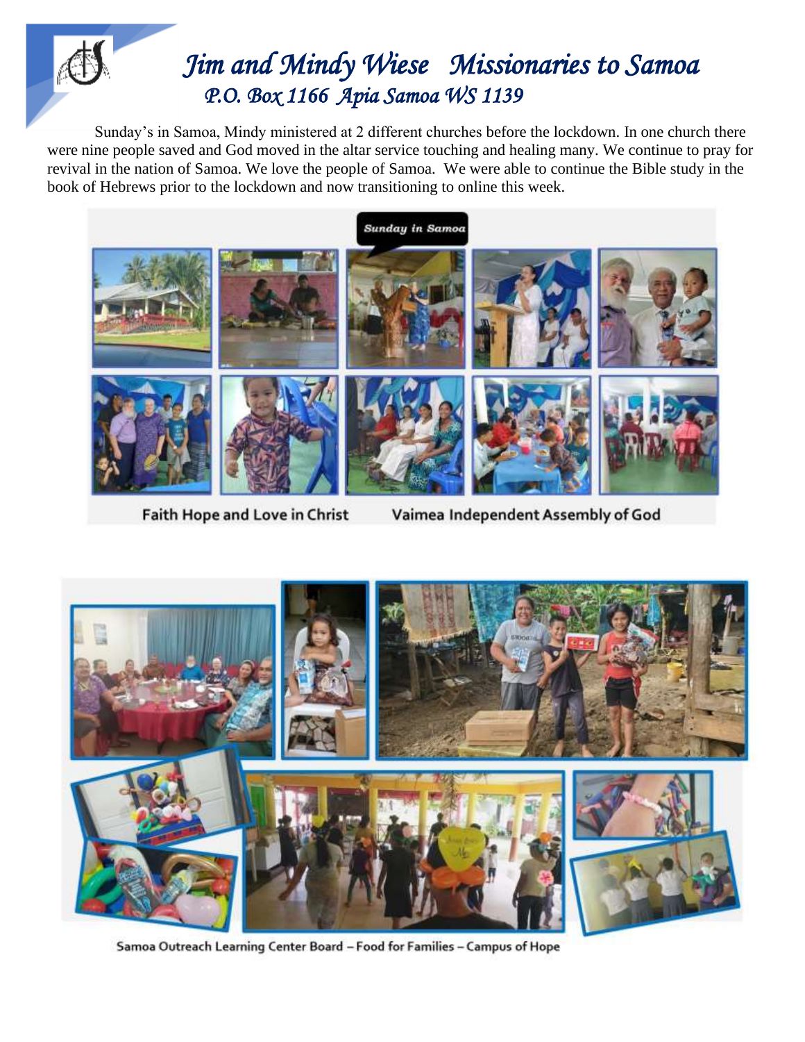# *Jim and Mindy Wiese   Missionaries to Samoa*

## *P.O. Box 1166  Apia Samoa WS 1139*

Sunday's in Samoa, Mindy ministered at 2 different churches before the lockdown. In one church there were nine people saved and God moved in the altar service touching and healing many. We continue to pray for revival in the nation of Samoa. We love the people of Samoa.  We were able to continue the Bible study in the book of Hebrews prior to the lockdown and now transitioning to online this week.

Sunday in Samoa

Faith Hope and Love in Christ     Vaimea Independent Assembly of God

Samoa Outreach Learning Center Board – Food for Families – Campus of Hope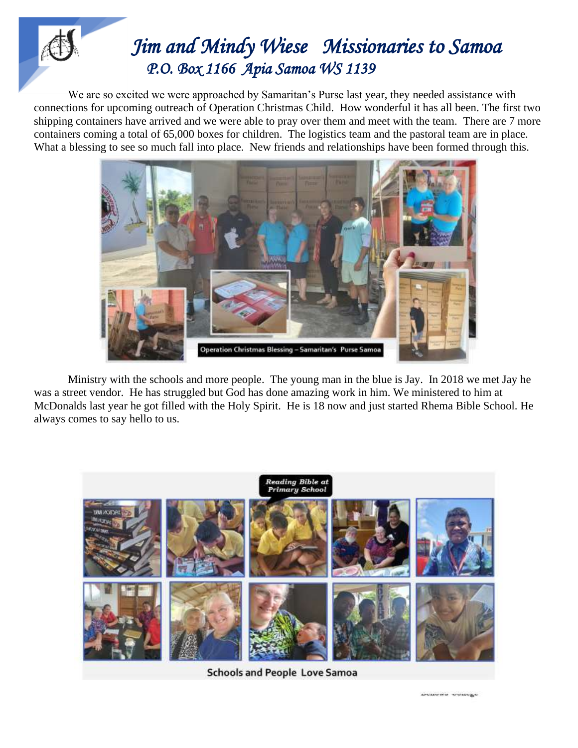# *Jim and Mindy Wiese Missionaries to Samoa*

## *P.O. Box 1166 Apia Samoa WS 1139*

We are so excited we were approached by Samaritan's Purse last year, they needed assistance with connections for upcoming outreach of Operation Christmas Child. How wonderful it has all been. The first two shipping containers have arrived and we were able to pray over them and meet with the team. There are 7 more containers coming a total of 65,000 boxes for children. The logistics team and the pastoral team are in place. What a blessing to see so much fall into place. New friends and relationships have been formed through this.

Operation Christmas Blessing – Samaritan's Purse Samoa

Ministry with the schools and more people. The young man in the blue is Jay. In 2018 we met Jay he was a street vendor. He has struggled but God has done amazing work in him. We ministered to him at McDonalds last year he got filled with the Holy Spirit. He is 18 now and just started Rhema Bible School. He always comes to say hello to us.

Reading Bible at Primary School

Schools and People Love Samoa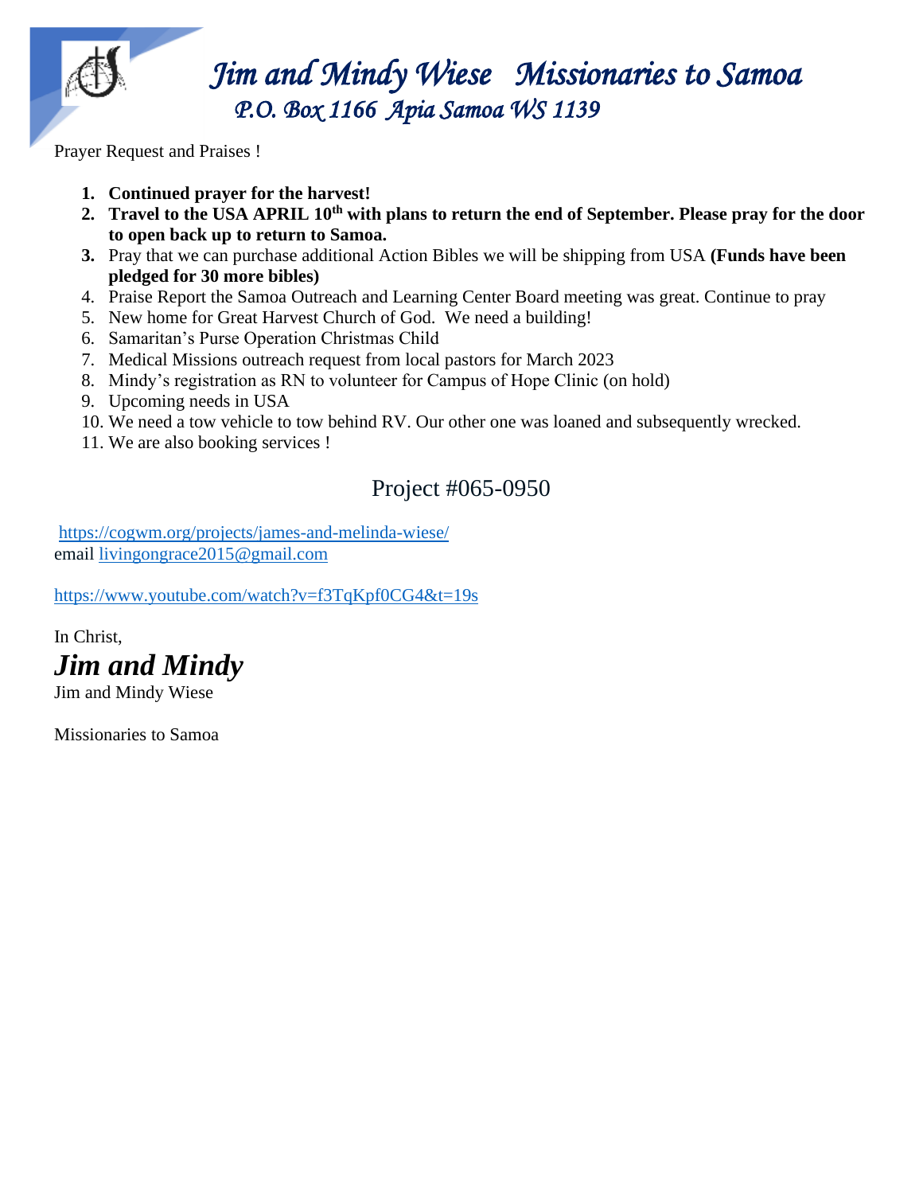# *Jim and Mindy Wiese   Missionaries to Samoa*

## *P.O. Box 1166  Apia Samoa WS 1139*

Prayer Request and Praises !

1. **Continued prayer for the harvest!**
2. **Travel to the USA APRIL 10th with plans to return the end of September. Please pray for the door to open back up to return to Samoa.**
3. Pray that we can purchase additional Action Bibles we will be shipping from USA **(Funds have been pledged for 30 more bibles)**
4. Praise Report the Samoa Outreach and Learning Center Board meeting was great. Continue to pray
5. New home for Great Harvest Church of God.  We need a building!
6. Samaritan's Purse Operation Christmas Child
7. Medical Missions outreach request from local pastors for March 2023
8. Mindy's registration as RN to volunteer for Campus of Hope Clinic (on hold)
9. Upcoming needs in USA
10. We need a tow vehicle to tow behind RV. Our other one was loaned and subsequently wrecked.
11. We are also booking services !

Project #065-0950

https://cogwm.org/projects/james-and-melinda-wiese/
email livingongrace2015@gmail.com

https://www.youtube.com/watch?v=f3TqKpf0CG4&t=19s

In Christ,

***Jim and Mindy***

Jim and Mindy Wiese

Missionaries to Samoa